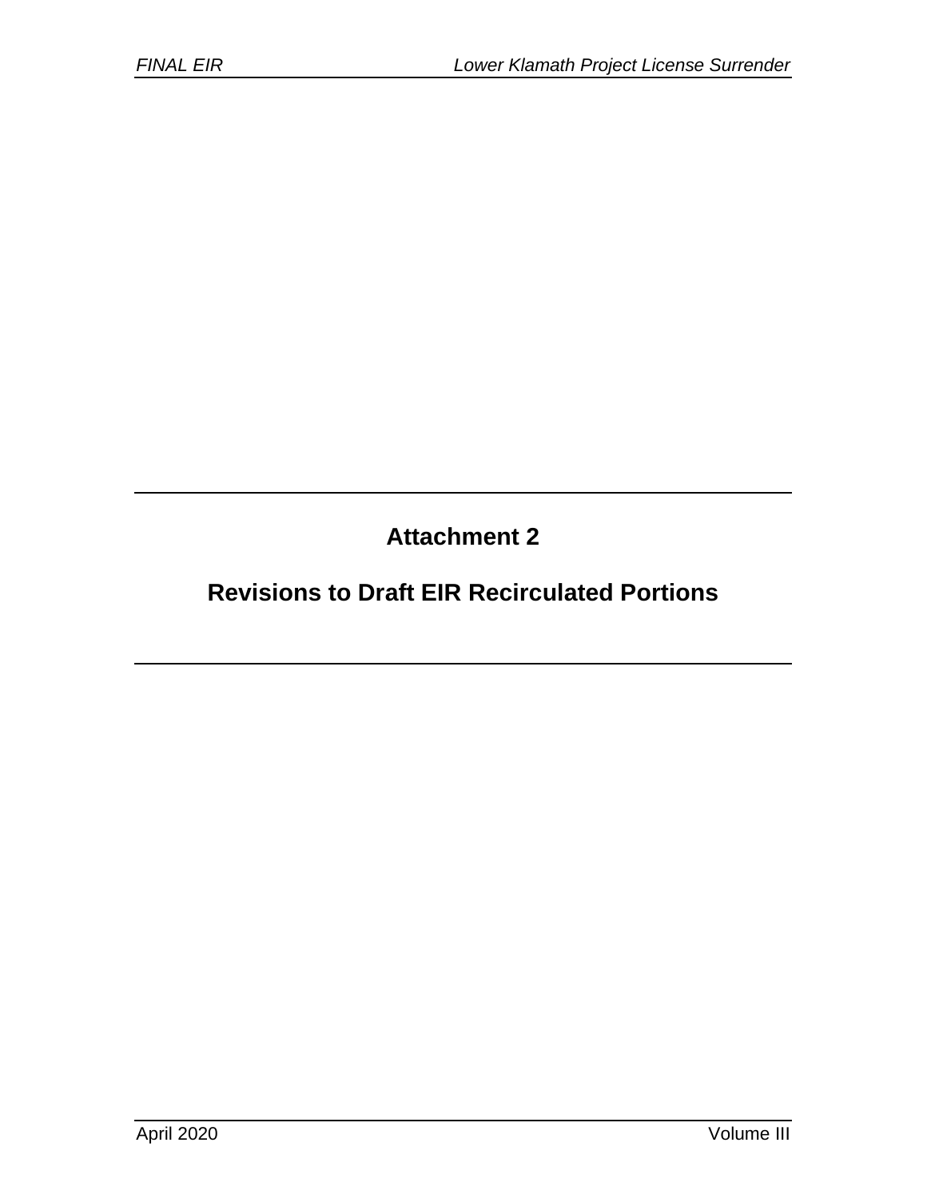# Attachment 2

# Revisions to Draft EIR Recirculated Portions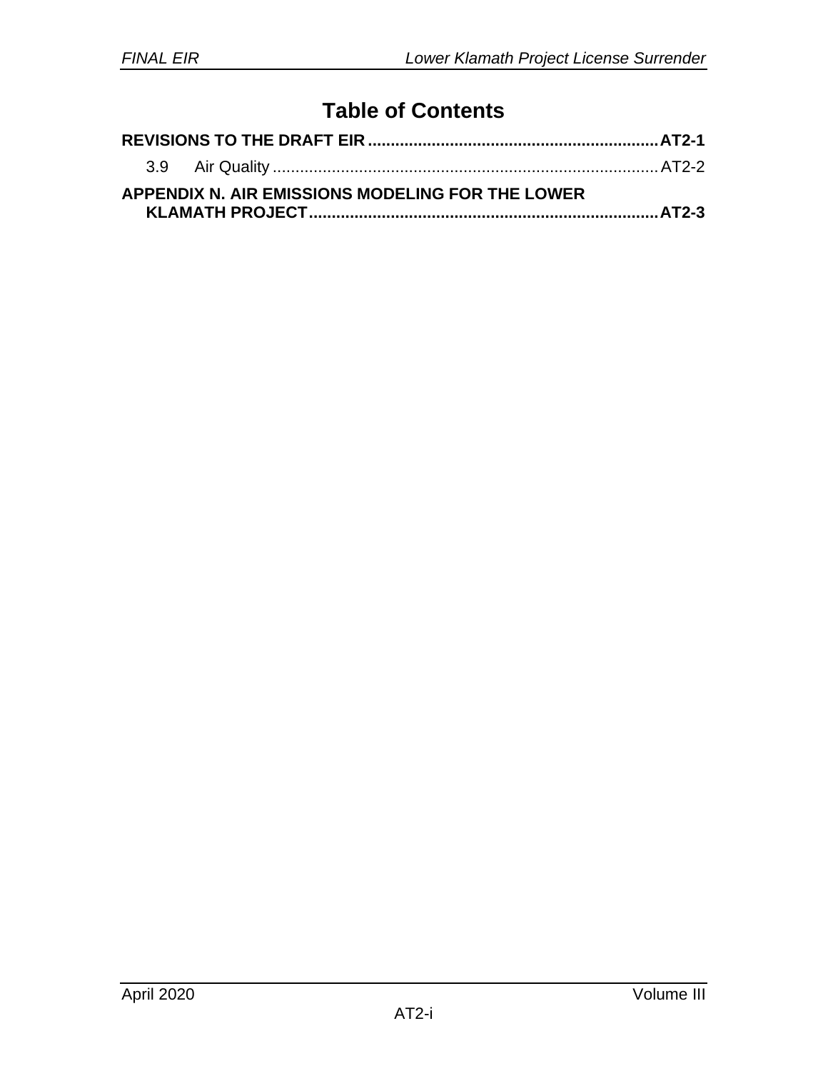# Table of Contents

**REVISIONS TO THE DRAFT EIR ............................................................... AT2-1**

3.9 Air Quality ..................................................................................... AT2-2

**APPENDIX N. AIR EMISSIONS MODELING FOR THE LOWER KLAMATH PROJECT ............................................................................ AT2-3**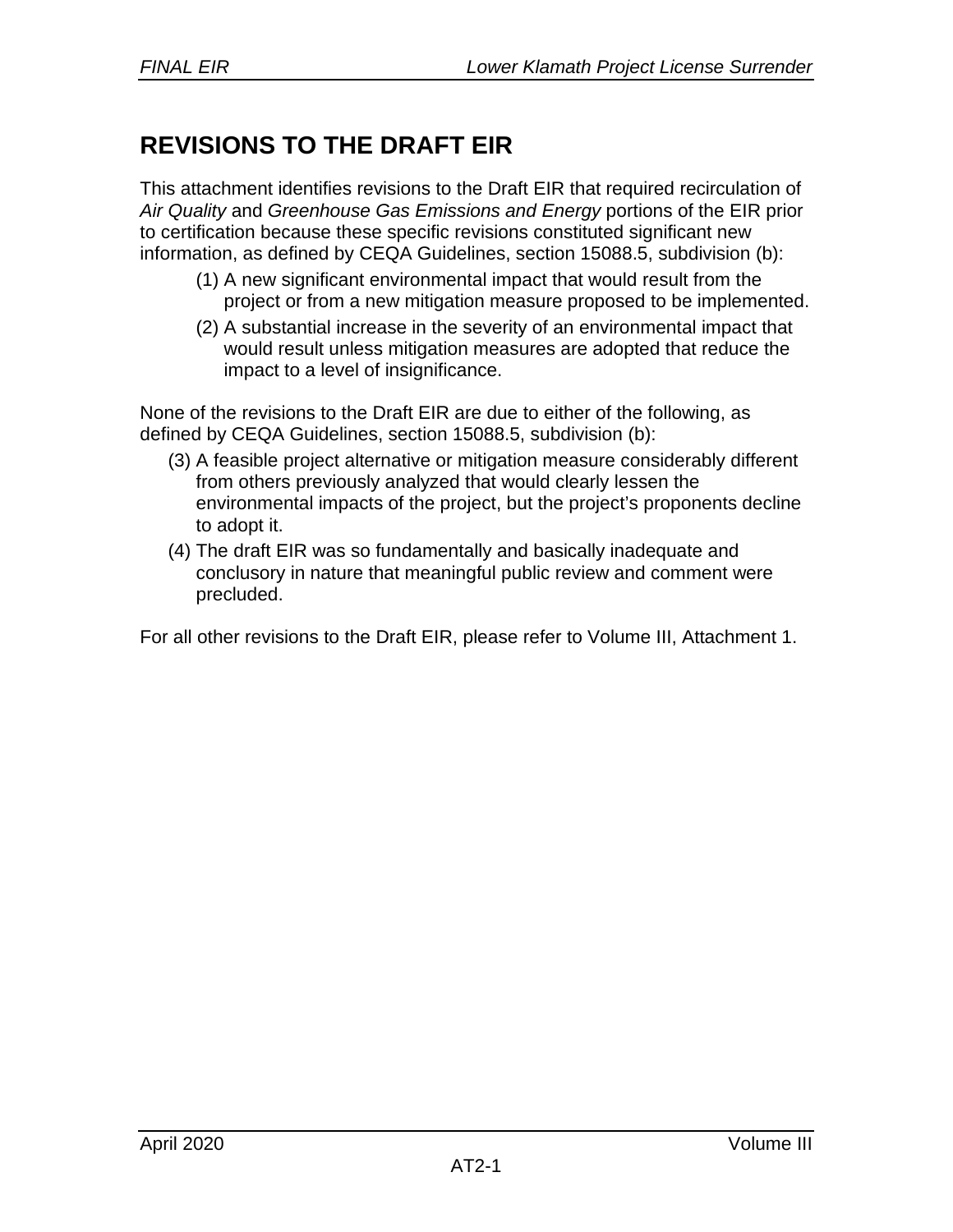# REVISIONS TO THE DRAFT EIR

This attachment identifies revisions to the Draft EIR that required recirculation of *Air Quality* and *Greenhouse Gas Emissions and Energy* portions of the EIR prior to certification because these specific revisions constituted significant new information, as defined by CEQA Guidelines, section 15088.5, subdivision (b):

(1) A new significant environmental impact that would result from the project or from a new mitigation measure proposed to be implemented.

(2) A substantial increase in the severity of an environmental impact that would result unless mitigation measures are adopted that reduce the impact to a level of insignificance.

None of the revisions to the Draft EIR are due to either of the following, as defined by CEQA Guidelines, section 15088.5, subdivision (b):

(3) A feasible project alternative or mitigation measure considerably different from others previously analyzed that would clearly lessen the environmental impacts of the project, but the project's proponents decline to adopt it.

(4) The draft EIR was so fundamentally and basically inadequate and conclusory in nature that meaningful public review and comment were precluded.

For all other revisions to the Draft EIR, please refer to Volume III, Attachment 1.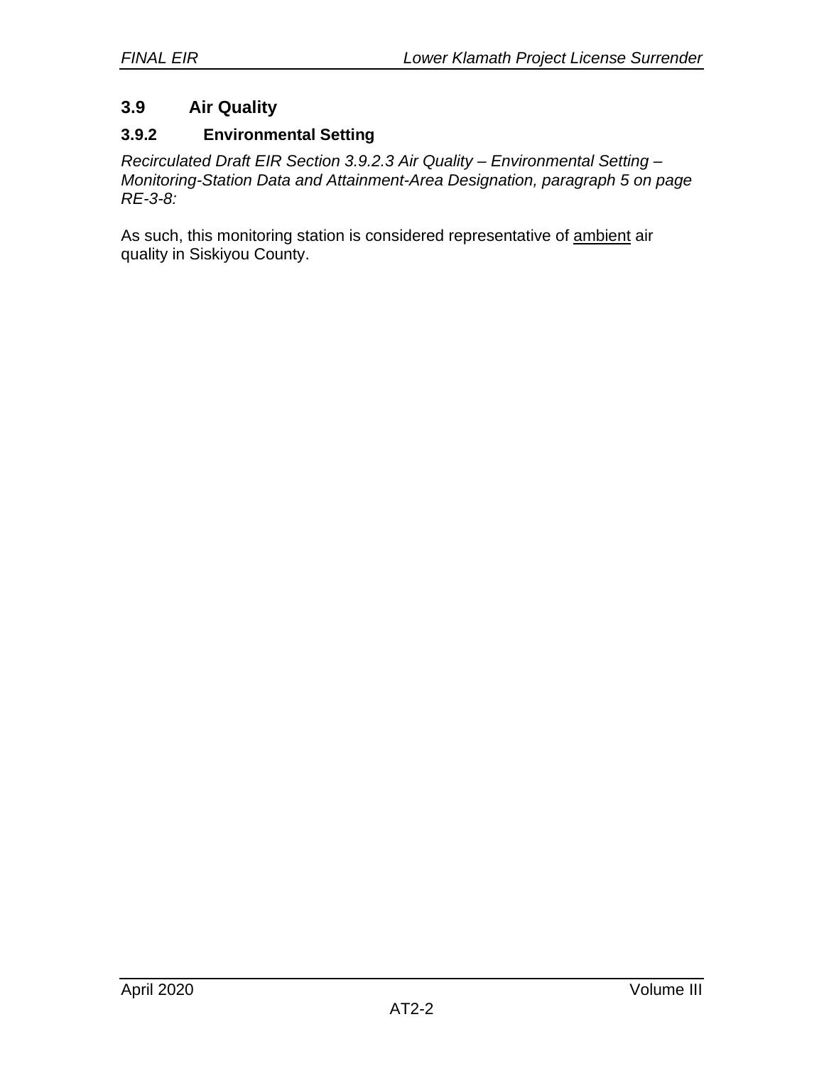## 3.9 Air Quality

### 3.9.2 Environmental Setting

*Recirculated Draft EIR Section 3.9.2.3 Air Quality – Environmental Setting – Monitoring-Station Data and Attainment-Area Designation, paragraph 5 on page RE-3-8:*

As such, this monitoring station is considered representative of <u>ambient</u> air quality in Siskiyou County.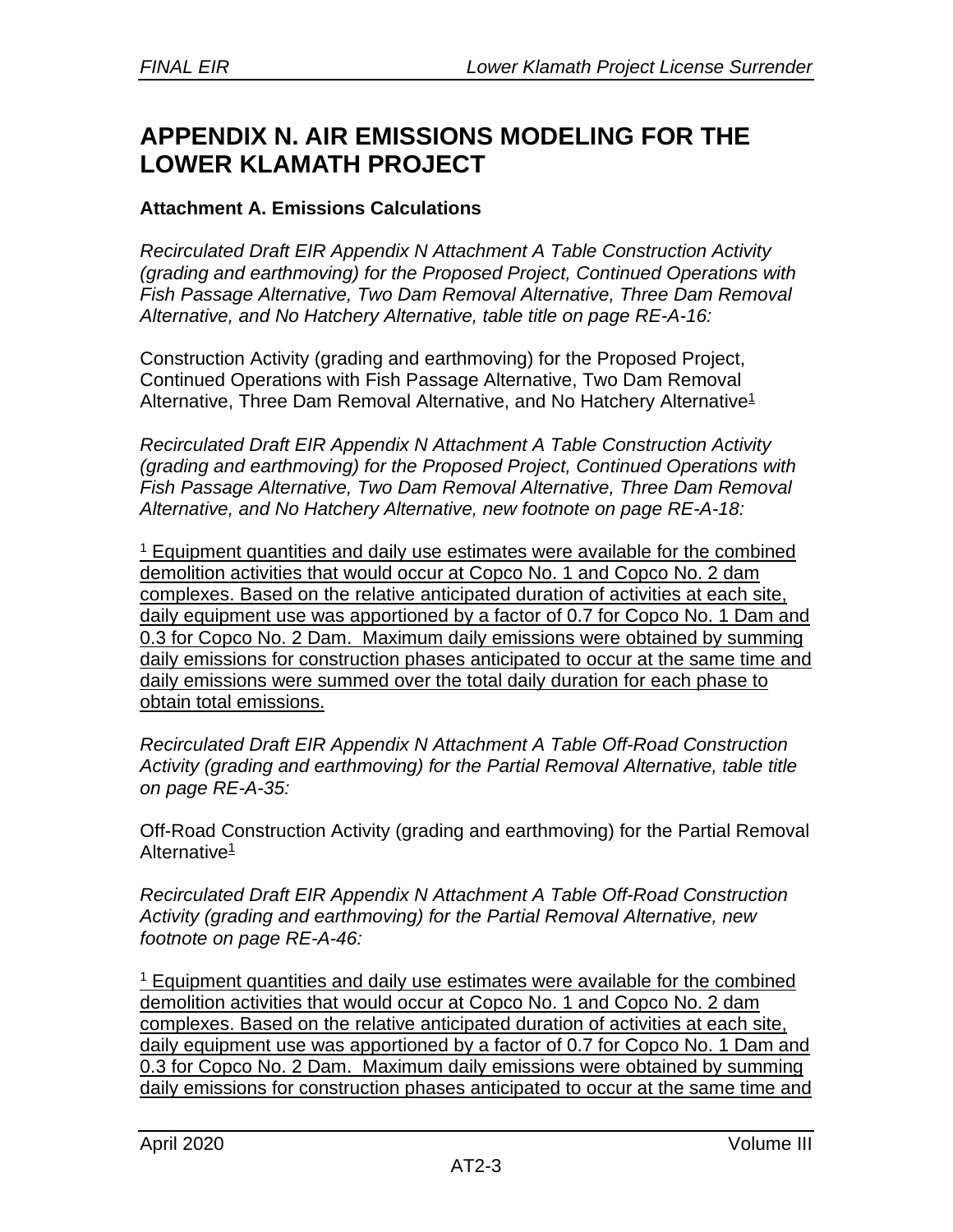# APPENDIX N. AIR EMISSIONS MODELING FOR THE LOWER KLAMATH PROJECT

**Attachment A. Emissions Calculations**

*Recirculated Draft EIR Appendix N Attachment A Table Construction Activity (grading and earthmoving) for the Proposed Project, Continued Operations with Fish Passage Alternative, Two Dam Removal Alternative, Three Dam Removal Alternative, and No Hatchery Alternative, table title on page RE-A-16:*

Construction Activity (grading and earthmoving) for the Proposed Project, Continued Operations with Fish Passage Alternative, Two Dam Removal Alternative, Three Dam Removal Alternative, and No Hatchery Alternative[1]

*Recirculated Draft EIR Appendix N Attachment A Table Construction Activity (grading and earthmoving) for the Proposed Project, Continued Operations with Fish Passage Alternative, Two Dam Removal Alternative, Three Dam Removal Alternative, and No Hatchery Alternative, new footnote on page RE-A-18:*

[1] Equipment quantities and daily use estimates were available for the combined demolition activities that would occur at Copco No. 1 and Copco No. 2 dam complexes. Based on the relative anticipated duration of activities at each site, daily equipment use was apportioned by a factor of 0.7 for Copco No. 1 Dam and 0.3 for Copco No. 2 Dam. Maximum daily emissions were obtained by summing daily emissions for construction phases anticipated to occur at the same time and daily emissions were summed over the total daily duration for each phase to obtain total emissions.

*Recirculated Draft EIR Appendix N Attachment A Table Off-Road Construction Activity (grading and earthmoving) for the Partial Removal Alternative, table title on page RE-A-35:*

Off-Road Construction Activity (grading and earthmoving) for the Partial Removal Alternative[1]

*Recirculated Draft EIR Appendix N Attachment A Table Off-Road Construction Activity (grading and earthmoving) for the Partial Removal Alternative, new footnote on page RE-A-46:*

[1] Equipment quantities and daily use estimates were available for the combined demolition activities that would occur at Copco No. 1 and Copco No. 2 dam complexes. Based on the relative anticipated duration of activities at each site, daily equipment use was apportioned by a factor of 0.7 for Copco No. 1 Dam and 0.3 for Copco No. 2 Dam. Maximum daily emissions were obtained by summing daily emissions for construction phases anticipated to occur at the same time and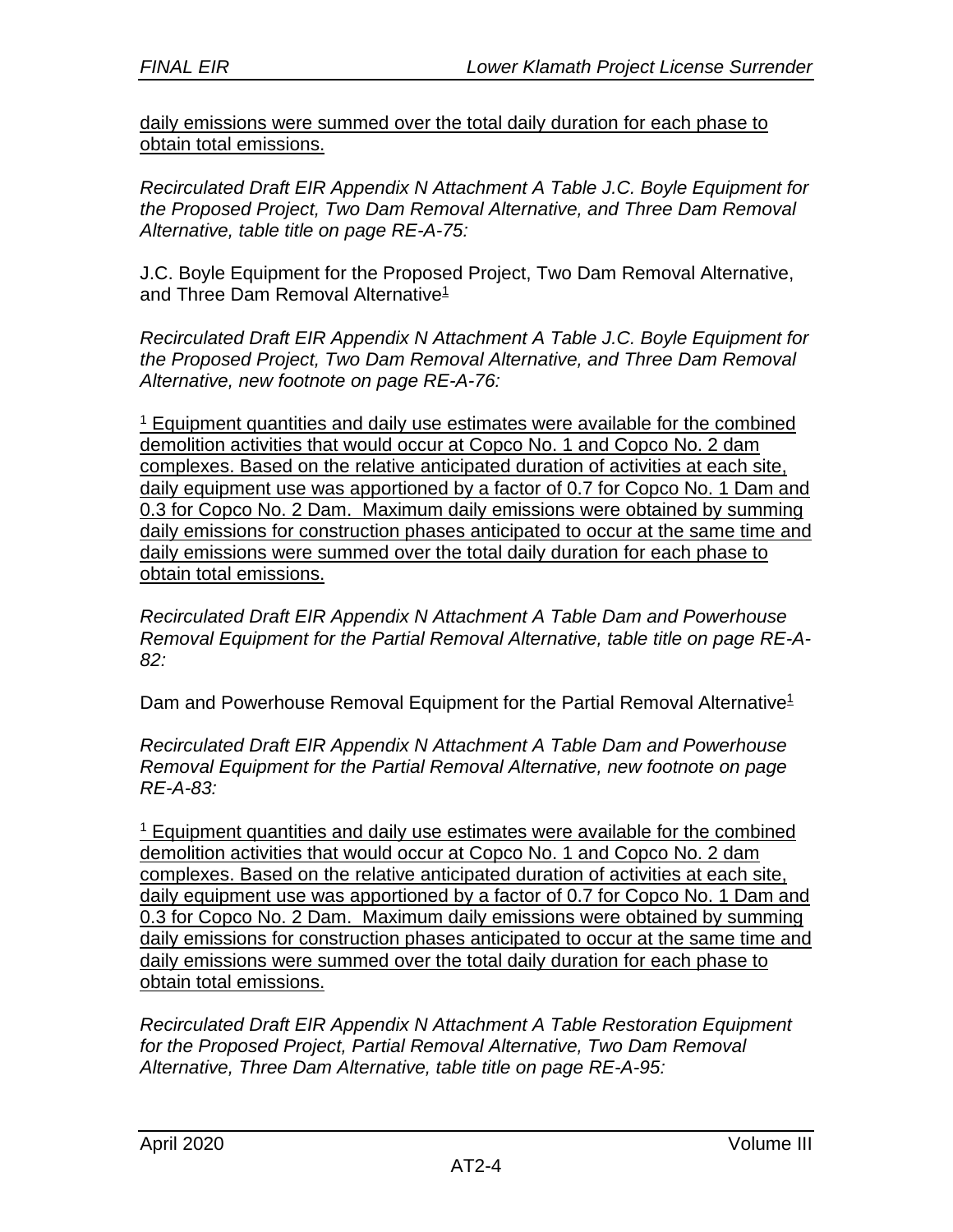daily emissions were summed over the total daily duration for each phase to obtain total emissions.

*Recirculated Draft EIR Appendix N Attachment A Table J.C. Boyle Equipment for the Proposed Project, Two Dam Removal Alternative, and Three Dam Removal Alternative, table title on page RE-A-75:*

J.C. Boyle Equipment for the Proposed Project, Two Dam Removal Alternative, and Three Dam Removal Alternative[1]

*Recirculated Draft EIR Appendix N Attachment A Table J.C. Boyle Equipment for the Proposed Project, Two Dam Removal Alternative, and Three Dam Removal Alternative, new footnote on page RE-A-76:*

[1] Equipment quantities and daily use estimates were available for the combined demolition activities that would occur at Copco No. 1 and Copco No. 2 dam complexes. Based on the relative anticipated duration of activities at each site, daily equipment use was apportioned by a factor of 0.7 for Copco No. 1 Dam and 0.3 for Copco No. 2 Dam. Maximum daily emissions were obtained by summing daily emissions for construction phases anticipated to occur at the same time and daily emissions were summed over the total daily duration for each phase to obtain total emissions.

*Recirculated Draft EIR Appendix N Attachment A Table Dam and Powerhouse Removal Equipment for the Partial Removal Alternative, table title on page RE-A-82:*

Dam and Powerhouse Removal Equipment for the Partial Removal Alternative[1]

*Recirculated Draft EIR Appendix N Attachment A Table Dam and Powerhouse Removal Equipment for the Partial Removal Alternative, new footnote on page RE-A-83:*

[1] Equipment quantities and daily use estimates were available for the combined demolition activities that would occur at Copco No. 1 and Copco No. 2 dam complexes. Based on the relative anticipated duration of activities at each site, daily equipment use was apportioned by a factor of 0.7 for Copco No. 1 Dam and 0.3 for Copco No. 2 Dam. Maximum daily emissions were obtained by summing daily emissions for construction phases anticipated to occur at the same time and daily emissions were summed over the total daily duration for each phase to obtain total emissions.

*Recirculated Draft EIR Appendix N Attachment A Table Restoration Equipment for the Proposed Project, Partial Removal Alternative, Two Dam Removal Alternative, Three Dam Alternative, table title on page RE-A-95:*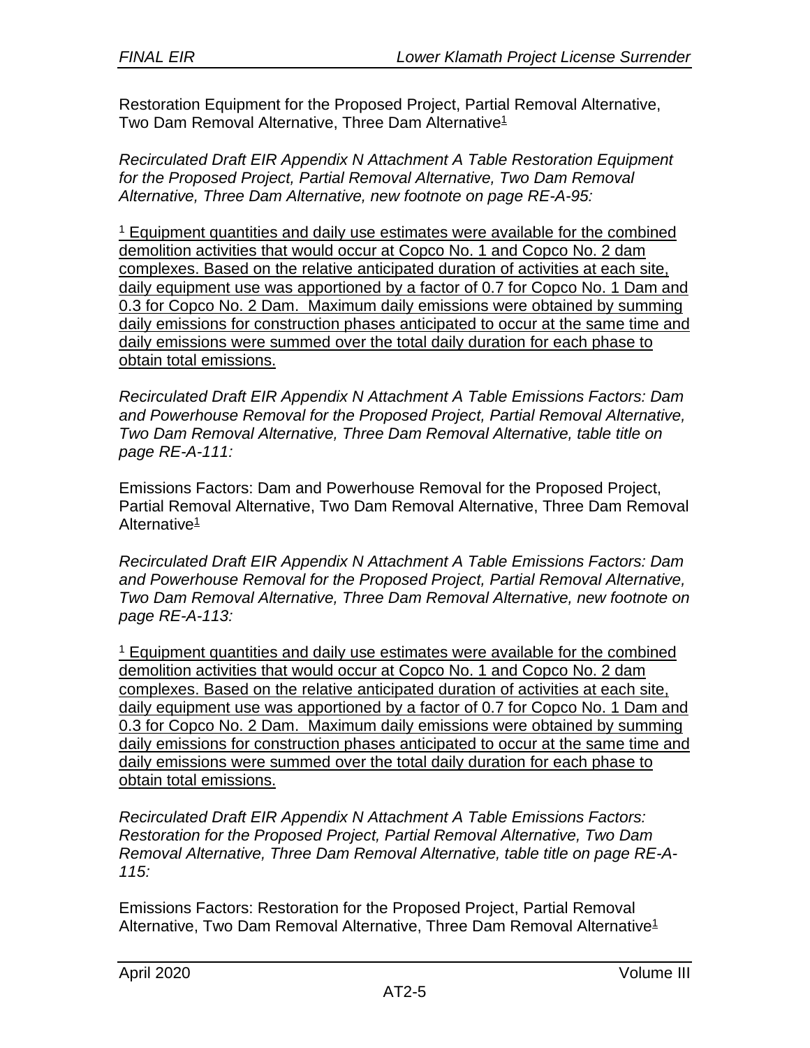Restoration Equipment for the Proposed Project, Partial Removal Alternative, Two Dam Removal Alternative, Three Dam Alternative[1]

*Recirculated Draft EIR Appendix N Attachment A Table Restoration Equipment for the Proposed Project, Partial Removal Alternative, Two Dam Removal Alternative, Three Dam Alternative, new footnote on page RE-A-95:*

[1] Equipment quantities and daily use estimates were available for the combined demolition activities that would occur at Copco No. 1 and Copco No. 2 dam complexes. Based on the relative anticipated duration of activities at each site, daily equipment use was apportioned by a factor of 0.7 for Copco No. 1 Dam and 0.3 for Copco No. 2 Dam. Maximum daily emissions were obtained by summing daily emissions for construction phases anticipated to occur at the same time and daily emissions were summed over the total daily duration for each phase to obtain total emissions.

*Recirculated Draft EIR Appendix N Attachment A Table Emissions Factors: Dam and Powerhouse Removal for the Proposed Project, Partial Removal Alternative, Two Dam Removal Alternative, Three Dam Removal Alternative, table title on page RE-A-111:*

Emissions Factors: Dam and Powerhouse Removal for the Proposed Project, Partial Removal Alternative, Two Dam Removal Alternative, Three Dam Removal Alternative[1]

*Recirculated Draft EIR Appendix N Attachment A Table Emissions Factors: Dam and Powerhouse Removal for the Proposed Project, Partial Removal Alternative, Two Dam Removal Alternative, Three Dam Removal Alternative, new footnote on page RE-A-113:*

[1] Equipment quantities and daily use estimates were available for the combined demolition activities that would occur at Copco No. 1 and Copco No. 2 dam complexes. Based on the relative anticipated duration of activities at each site, daily equipment use was apportioned by a factor of 0.7 for Copco No. 1 Dam and 0.3 for Copco No. 2 Dam. Maximum daily emissions were obtained by summing daily emissions for construction phases anticipated to occur at the same time and daily emissions were summed over the total daily duration for each phase to obtain total emissions.

*Recirculated Draft EIR Appendix N Attachment A Table Emissions Factors: Restoration for the Proposed Project, Partial Removal Alternative, Two Dam Removal Alternative, Three Dam Removal Alternative, table title on page RE-A-115:*

Emissions Factors: Restoration for the Proposed Project, Partial Removal Alternative, Two Dam Removal Alternative, Three Dam Removal Alternative[1]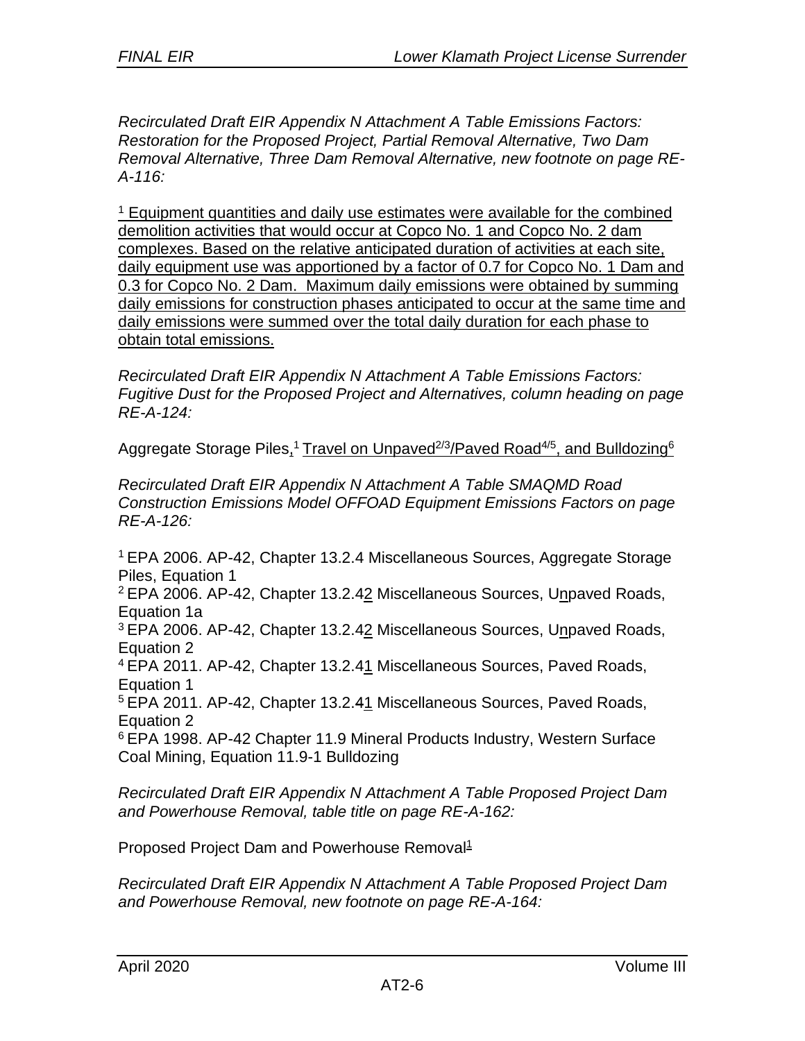*Recirculated Draft EIR Appendix N Attachment A Table Emissions Factors: Restoration for the Proposed Project, Partial Removal Alternative, Two Dam Removal Alternative, Three Dam Removal Alternative, new footnote on page RE-A-116:*

[1] Equipment quantities and daily use estimates were available for the combined demolition activities that would occur at Copco No. 1 and Copco No. 2 dam complexes. Based on the relative anticipated duration of activities at each site, daily equipment use was apportioned by a factor of 0.7 for Copco No. 1 Dam and 0.3 for Copco No. 2 Dam. Maximum daily emissions were obtained by summing daily emissions for construction phases anticipated to occur at the same time and daily emissions were summed over the total daily duration for each phase to obtain total emissions.

*Recirculated Draft EIR Appendix N Attachment A Table Emissions Factors: Fugitive Dust for the Proposed Project and Alternatives, column heading on page RE-A-124:*

Aggregate Storage Piles,[1] Travel on Unpaved[2/3]/Paved Road[4/5], and Bulldozing[6]

*Recirculated Draft EIR Appendix N Attachment A Table SMAQMD Road Construction Emissions Model OFFOAD Equipment Emissions Factors on page RE-A-126:*

[1] EPA 2006. AP-42, Chapter 13.2.4 Miscellaneous Sources, Aggregate Storage Piles, Equation 1
[2] EPA 2006. AP-42, Chapter 13.2.42 Miscellaneous Sources, Unpaved Roads, Equation 1a
[3] EPA 2006. AP-42, Chapter 13.2.42 Miscellaneous Sources, Unpaved Roads, Equation 2
[4] EPA 2011. AP-42, Chapter 13.2.41 Miscellaneous Sources, Paved Roads, Equation 1
[5] EPA 2011. AP-42, Chapter 13.2.41 Miscellaneous Sources, Paved Roads, Equation 2
[6] EPA 1998. AP-42 Chapter 11.9 Mineral Products Industry, Western Surface Coal Mining, Equation 11.9-1 Bulldozing

*Recirculated Draft EIR Appendix N Attachment A Table Proposed Project Dam and Powerhouse Removal, table title on page RE-A-162:*

Proposed Project Dam and Powerhouse Removal[1]

*Recirculated Draft EIR Appendix N Attachment A Table Proposed Project Dam and Powerhouse Removal, new footnote on page RE-A-164:*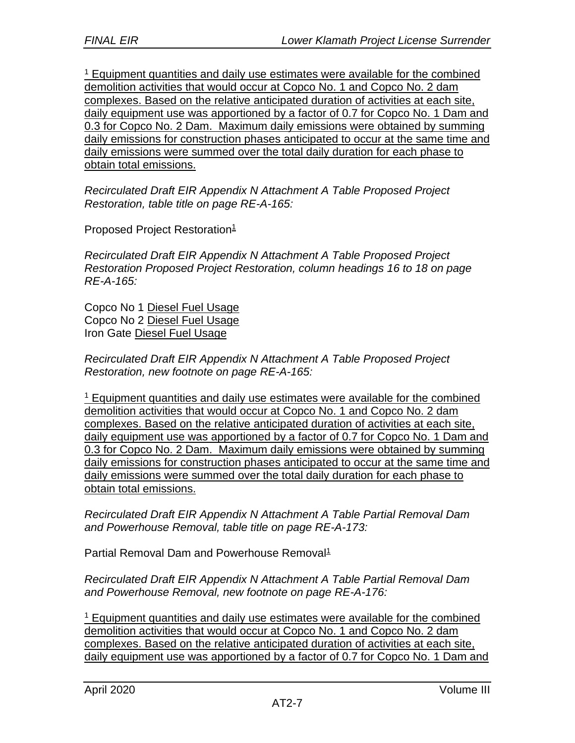[1] Equipment quantities and daily use estimates were available for the combined demolition activities that would occur at Copco No. 1 and Copco No. 2 dam complexes. Based on the relative anticipated duration of activities at each site, daily equipment use was apportioned by a factor of 0.7 for Copco No. 1 Dam and 0.3 for Copco No. 2 Dam. Maximum daily emissions were obtained by summing daily emissions for construction phases anticipated to occur at the same time and daily emissions were summed over the total daily duration for each phase to obtain total emissions.

*Recirculated Draft EIR Appendix N Attachment A Table Proposed Project Restoration, table title on page RE-A-165:*

Proposed Project Restoration[1]

*Recirculated Draft EIR Appendix N Attachment A Table Proposed Project Restoration Proposed Project Restoration, column headings 16 to 18 on page RE-A-165:*

Copco No 1 Diesel Fuel Usage
Copco No 2 Diesel Fuel Usage
Iron Gate Diesel Fuel Usage

*Recirculated Draft EIR Appendix N Attachment A Table Proposed Project Restoration, new footnote on page RE-A-165:*

[1] Equipment quantities and daily use estimates were available for the combined demolition activities that would occur at Copco No. 1 and Copco No. 2 dam complexes. Based on the relative anticipated duration of activities at each site, daily equipment use was apportioned by a factor of 0.7 for Copco No. 1 Dam and 0.3 for Copco No. 2 Dam. Maximum daily emissions were obtained by summing daily emissions for construction phases anticipated to occur at the same time and daily emissions were summed over the total daily duration for each phase to obtain total emissions.

*Recirculated Draft EIR Appendix N Attachment A Table Partial Removal Dam and Powerhouse Removal, table title on page RE-A-173:*

Partial Removal Dam and Powerhouse Removal[1]

*Recirculated Draft EIR Appendix N Attachment A Table Partial Removal Dam and Powerhouse Removal, new footnote on page RE-A-176:*

[1] Equipment quantities and daily use estimates were available for the combined demolition activities that would occur at Copco No. 1 and Copco No. 2 dam complexes. Based on the relative anticipated duration of activities at each site, daily equipment use was apportioned by a factor of 0.7 for Copco No. 1 Dam and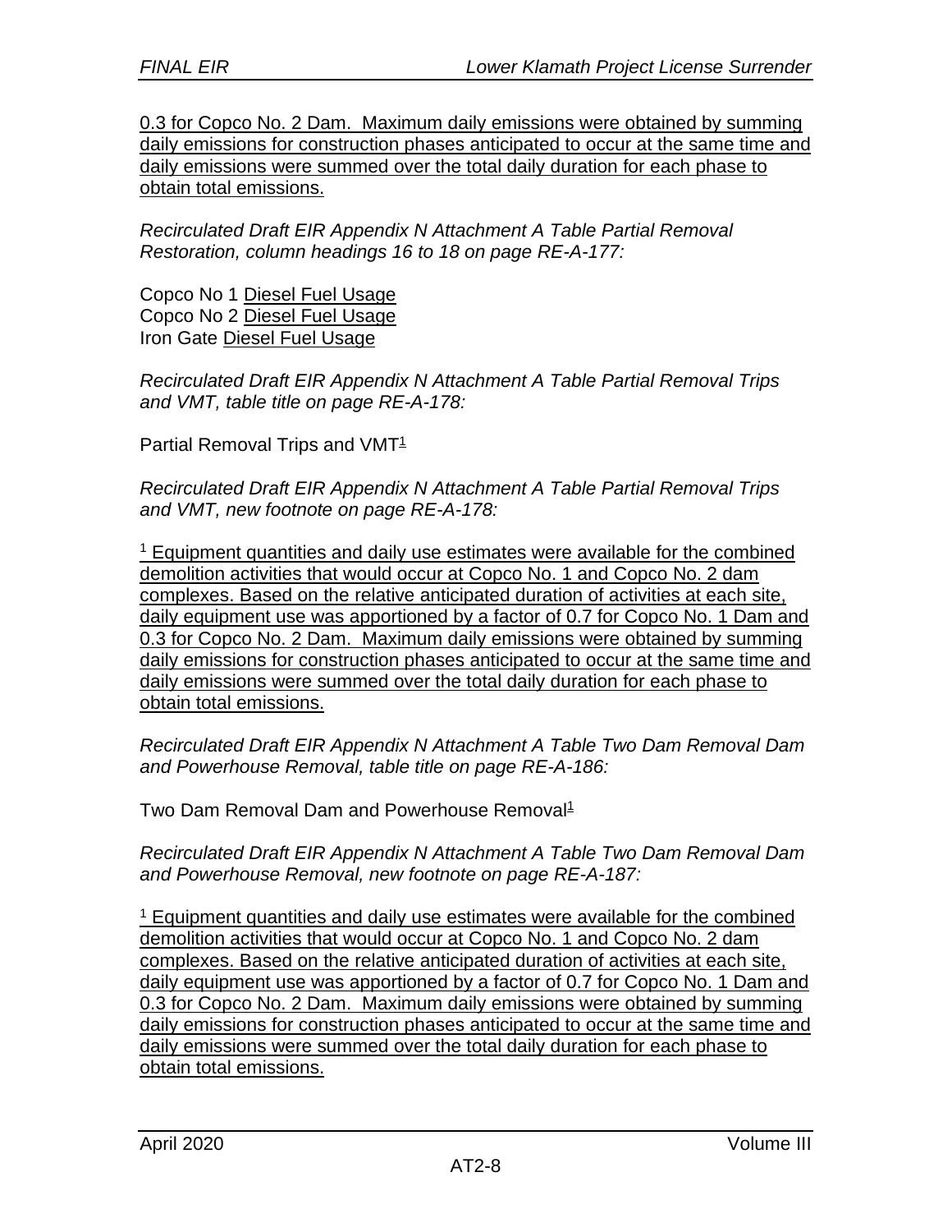0.3 for Copco No. 2 Dam. Maximum daily emissions were obtained by summing daily emissions for construction phases anticipated to occur at the same time and daily emissions were summed over the total daily duration for each phase to obtain total emissions.

*Recirculated Draft EIR Appendix N Attachment A Table Partial Removal Restoration, column headings 16 to 18 on page RE-A-177:*

Copco No 1 Diesel Fuel Usage
Copco No 2 Diesel Fuel Usage
Iron Gate Diesel Fuel Usage

*Recirculated Draft EIR Appendix N Attachment A Table Partial Removal Trips and VMT, table title on page RE-A-178:*

Partial Removal Trips and VMT[1]

*Recirculated Draft EIR Appendix N Attachment A Table Partial Removal Trips and VMT, new footnote on page RE-A-178:*

[1] Equipment quantities and daily use estimates were available for the combined demolition activities that would occur at Copco No. 1 and Copco No. 2 dam complexes. Based on the relative anticipated duration of activities at each site, daily equipment use was apportioned by a factor of 0.7 for Copco No. 1 Dam and 0.3 for Copco No. 2 Dam. Maximum daily emissions were obtained by summing daily emissions for construction phases anticipated to occur at the same time and daily emissions were summed over the total daily duration for each phase to obtain total emissions.

*Recirculated Draft EIR Appendix N Attachment A Table Two Dam Removal Dam and Powerhouse Removal, table title on page RE-A-186:*

Two Dam Removal Dam and Powerhouse Removal[1]

*Recirculated Draft EIR Appendix N Attachment A Table Two Dam Removal Dam and Powerhouse Removal, new footnote on page RE-A-187:*

[1] Equipment quantities and daily use estimates were available for the combined demolition activities that would occur at Copco No. 1 and Copco No. 2 dam complexes. Based on the relative anticipated duration of activities at each site, daily equipment use was apportioned by a factor of 0.7 for Copco No. 1 Dam and 0.3 for Copco No. 2 Dam. Maximum daily emissions were obtained by summing daily emissions for construction phases anticipated to occur at the same time and daily emissions were summed over the total daily duration for each phase to obtain total emissions.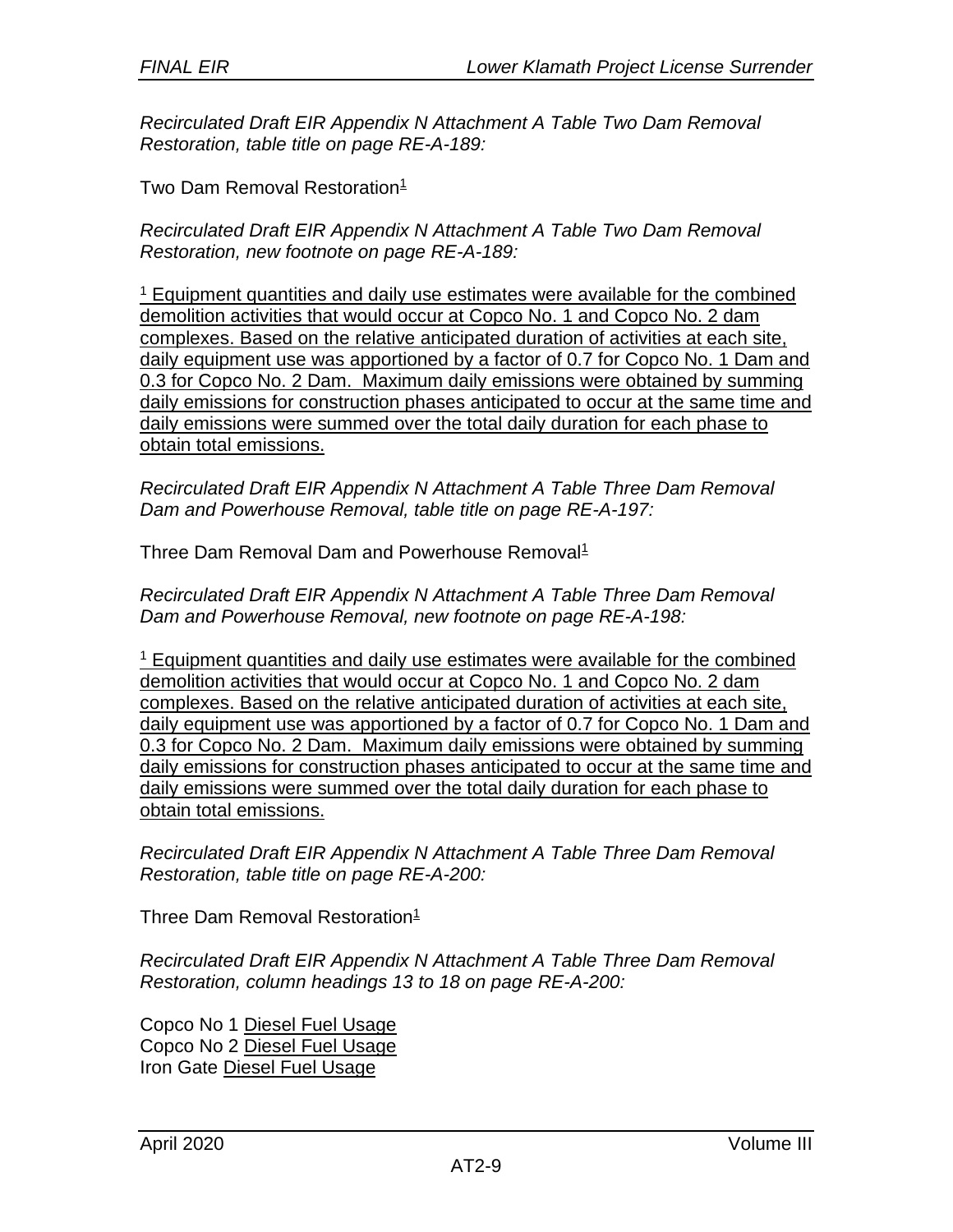*Recirculated Draft EIR Appendix N Attachment A Table Two Dam Removal Restoration, table title on page RE-A-189:*

Two Dam Removal Restoration[1]

*Recirculated Draft EIR Appendix N Attachment A Table Two Dam Removal Restoration, new footnote on page RE-A-189:*

[1] Equipment quantities and daily use estimates were available for the combined demolition activities that would occur at Copco No. 1 and Copco No. 2 dam complexes. Based on the relative anticipated duration of activities at each site, daily equipment use was apportioned by a factor of 0.7 for Copco No. 1 Dam and 0.3 for Copco No. 2 Dam. Maximum daily emissions were obtained by summing daily emissions for construction phases anticipated to occur at the same time and daily emissions were summed over the total daily duration for each phase to obtain total emissions.

*Recirculated Draft EIR Appendix N Attachment A Table Three Dam Removal Dam and Powerhouse Removal, table title on page RE-A-197:*

Three Dam Removal Dam and Powerhouse Removal[1]

*Recirculated Draft EIR Appendix N Attachment A Table Three Dam Removal Dam and Powerhouse Removal, new footnote on page RE-A-198:*

[1] Equipment quantities and daily use estimates were available for the combined demolition activities that would occur at Copco No. 1 and Copco No. 2 dam complexes. Based on the relative anticipated duration of activities at each site, daily equipment use was apportioned by a factor of 0.7 for Copco No. 1 Dam and 0.3 for Copco No. 2 Dam. Maximum daily emissions were obtained by summing daily emissions for construction phases anticipated to occur at the same time and daily emissions were summed over the total daily duration for each phase to obtain total emissions.

*Recirculated Draft EIR Appendix N Attachment A Table Three Dam Removal Restoration, table title on page RE-A-200:*

Three Dam Removal Restoration[1]

*Recirculated Draft EIR Appendix N Attachment A Table Three Dam Removal Restoration, column headings 13 to 18 on page RE-A-200:*

Copco No 1 Diesel Fuel Usage
Copco No 2 Diesel Fuel Usage
Iron Gate Diesel Fuel Usage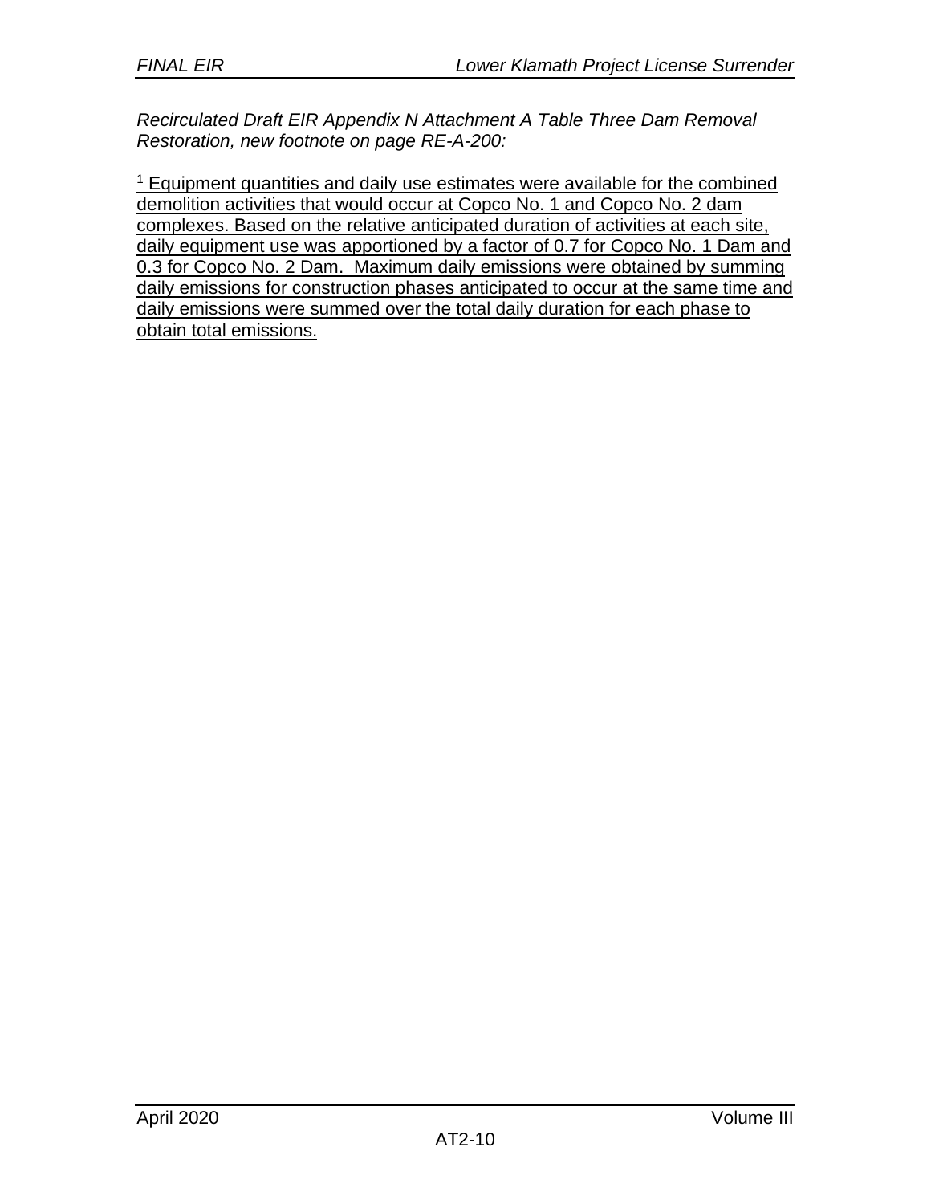*Recirculated Draft EIR Appendix N Attachment A Table Three Dam Removal Restoration, new footnote on page RE-A-200:*

[1] Equipment quantities and daily use estimates were available for the combined demolition activities that would occur at Copco No. 1 and Copco No. 2 dam complexes. Based on the relative anticipated duration of activities at each site, daily equipment use was apportioned by a factor of 0.7 for Copco No. 1 Dam and 0.3 for Copco No. 2 Dam. Maximum daily emissions were obtained by summing daily emissions for construction phases anticipated to occur at the same time and daily emissions were summed over the total daily duration for each phase to obtain total emissions.